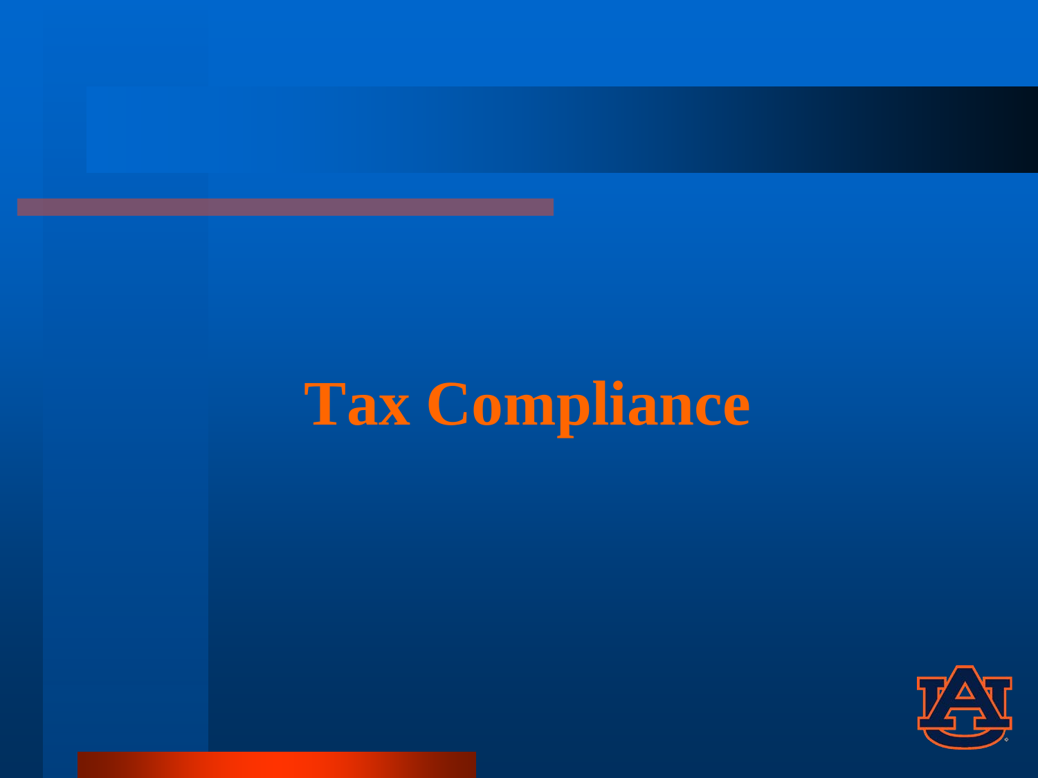# Tax Compliance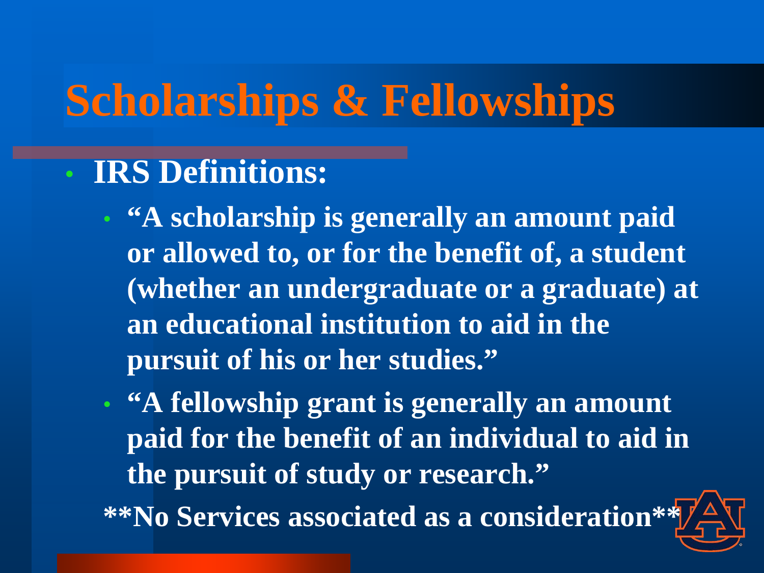# Scholarships & Fellowships

- **IRS Definitions:**
  - **"A scholarship is generally an amount paid or allowed to, or for the benefit of, a student (whether an undergraduate or a graduate) at an educational institution to aid in the pursuit of his or her studies."**
  - **"A fellowship grant is generally an amount paid for the benefit of an individual to aid in the pursuit of study or research."**

**\*\*No Services associated as a consideration\*\***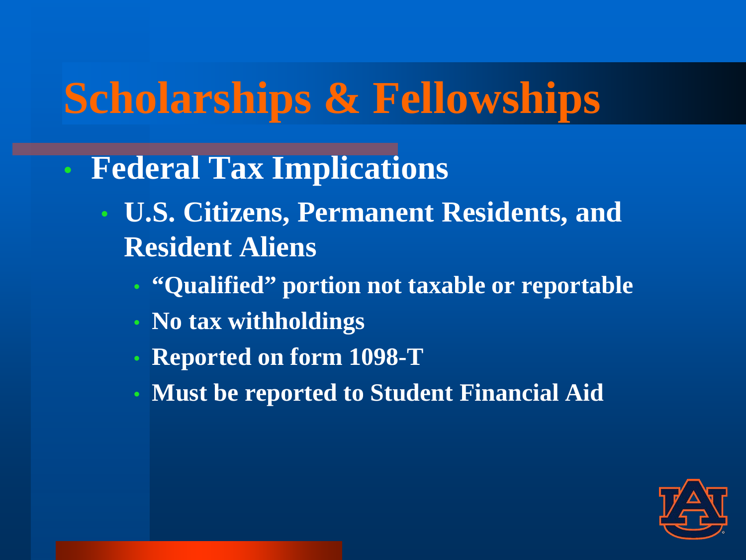# Scholarships & Fellowships

- **Federal Tax Implications**
  - **U.S. Citizens, Permanent Residents, and Resident Aliens**
    - **"Qualified" portion not taxable or reportable**
    - **No tax withholdings**
    - **Reported on form 1098-T**
    - **Must be reported to Student Financial Aid**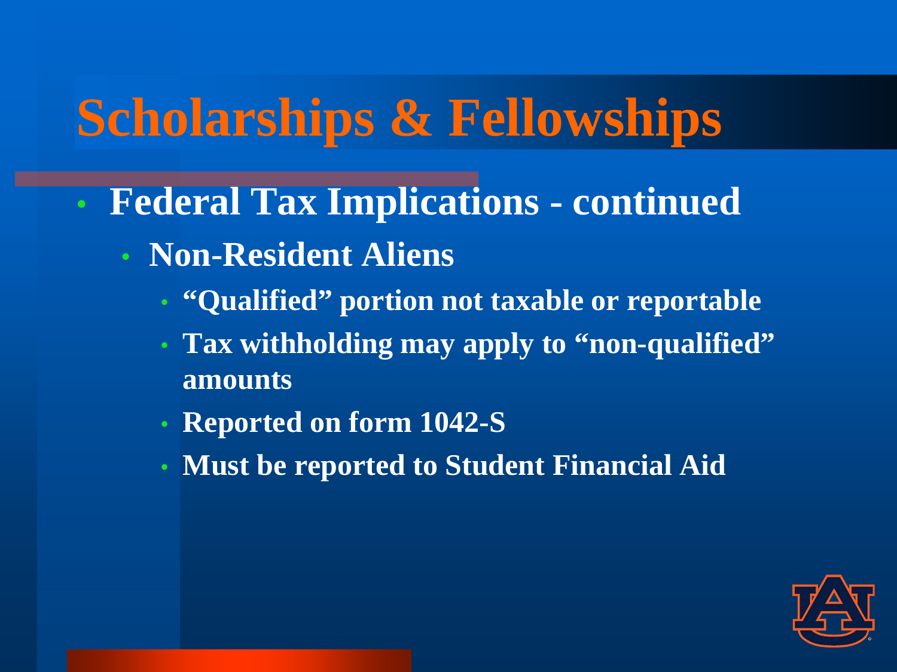# Scholarships & Fellowships

- **Federal Tax Implications - continued**
  - **Non-Resident Aliens**
    - **"Qualified" portion not taxable or reportable**
    - **Tax withholding may apply to "non-qualified" amounts**
    - **Reported on form 1042-S**
    - **Must be reported to Student Financial Aid**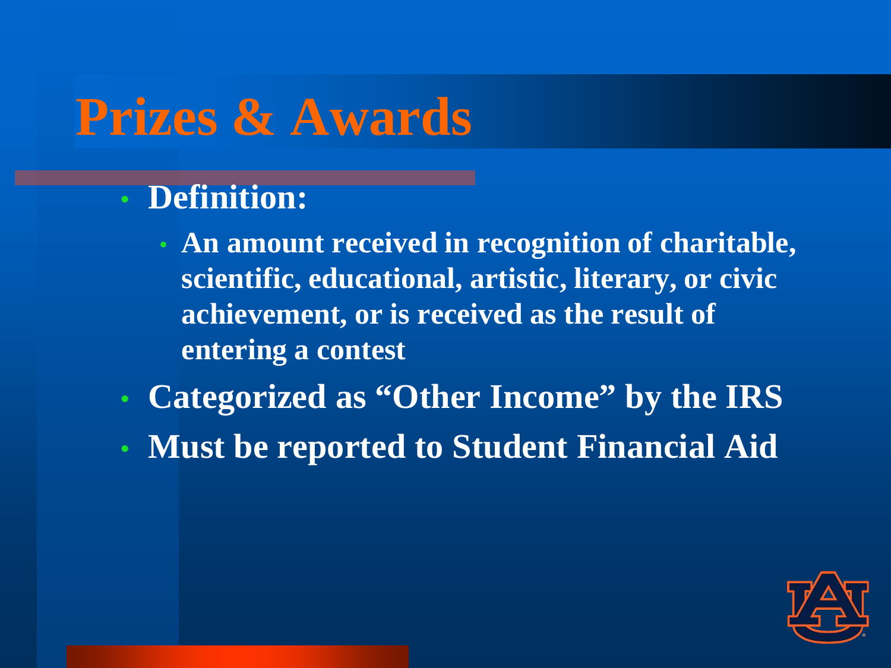# Prizes & Awards

- **Definition:**
  - **An amount received in recognition of charitable, scientific, educational, artistic, literary, or civic achievement, or is received as the result of entering a contest**
- **Categorized as "Other Income" by the IRS**
- **Must be reported to Student Financial Aid**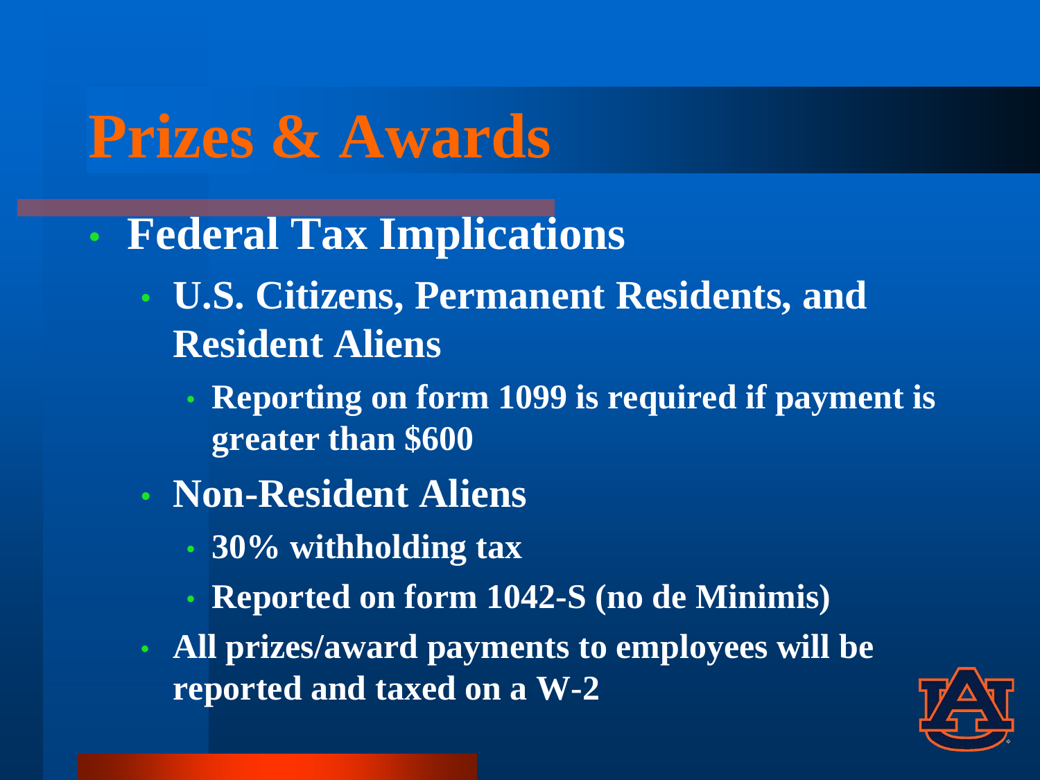# Prizes & Awards

- **Federal Tax Implications**
  - **U.S. Citizens, Permanent Residents, and Resident Aliens**
    - **Reporting on form 1099 is required if payment is greater than $600**
  - **Non-Resident Aliens**
    - **30% withholding tax**
    - **Reported on form 1042-S (no de Minimis)**
  - **All prizes/award payments to employees will be reported and taxed on a W-2**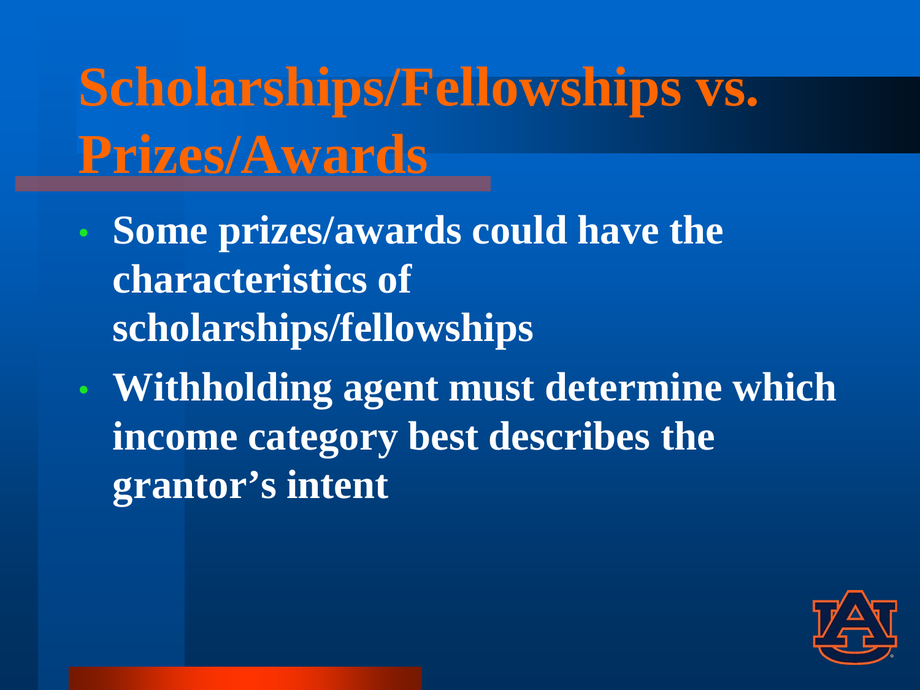# Scholarships/Fellowships vs. Prizes/Awards

- **Some prizes/awards could have the characteristics of scholarships/fellowships**
- **Withholding agent must determine which income category best describes the grantor's intent**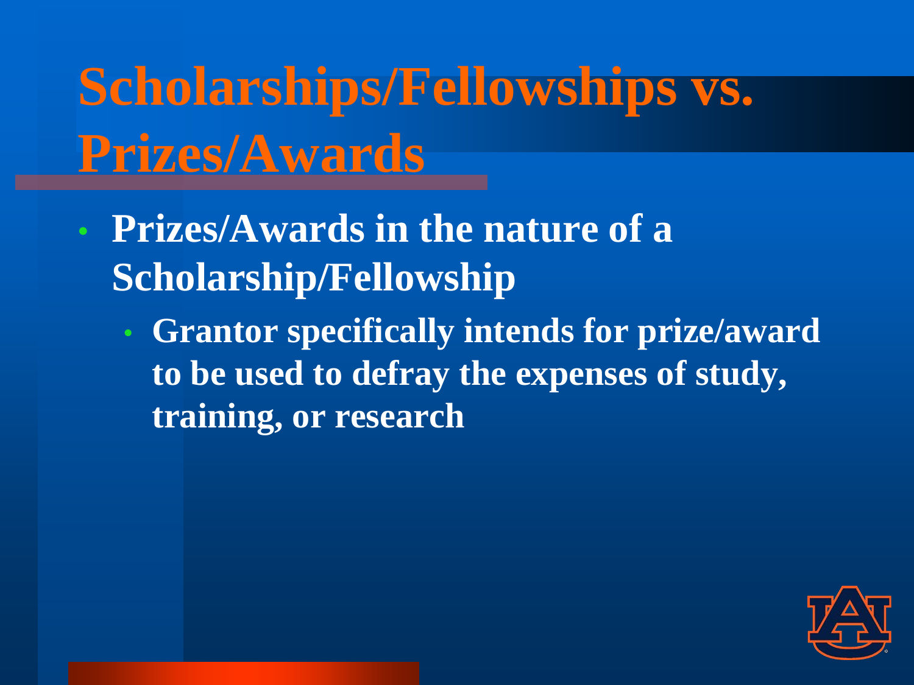# Scholarships/Fellowships vs. Prizes/Awards

- **Prizes/Awards in the nature of a Scholarship/Fellowship**
  - **Grantor specifically intends for prize/award to be used to defray the expenses of study, training, or research**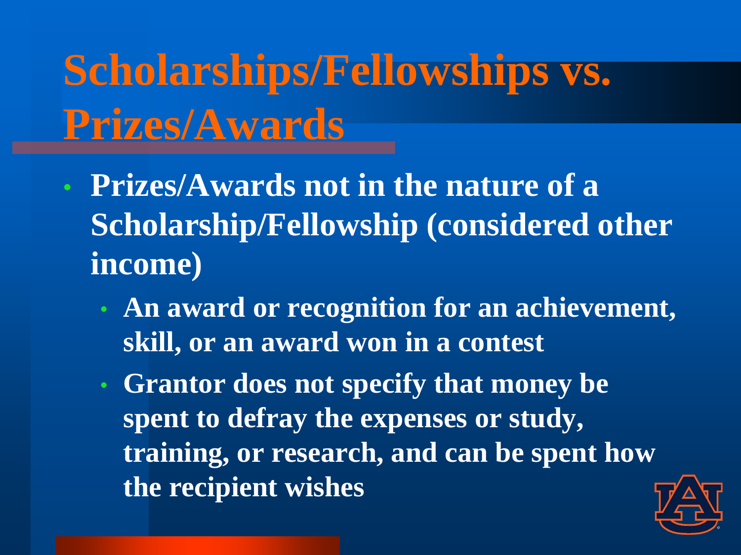# Scholarships/Fellowships vs. Prizes/Awards

- **Prizes/Awards not in the nature of a Scholarship/Fellowship (considered other income)**
  - **An award or recognition for an achievement, skill, or an award won in a contest**
  - **Grantor does not specify that money be spent to defray the expenses or study, training, or research, and can be spent how the recipient wishes**